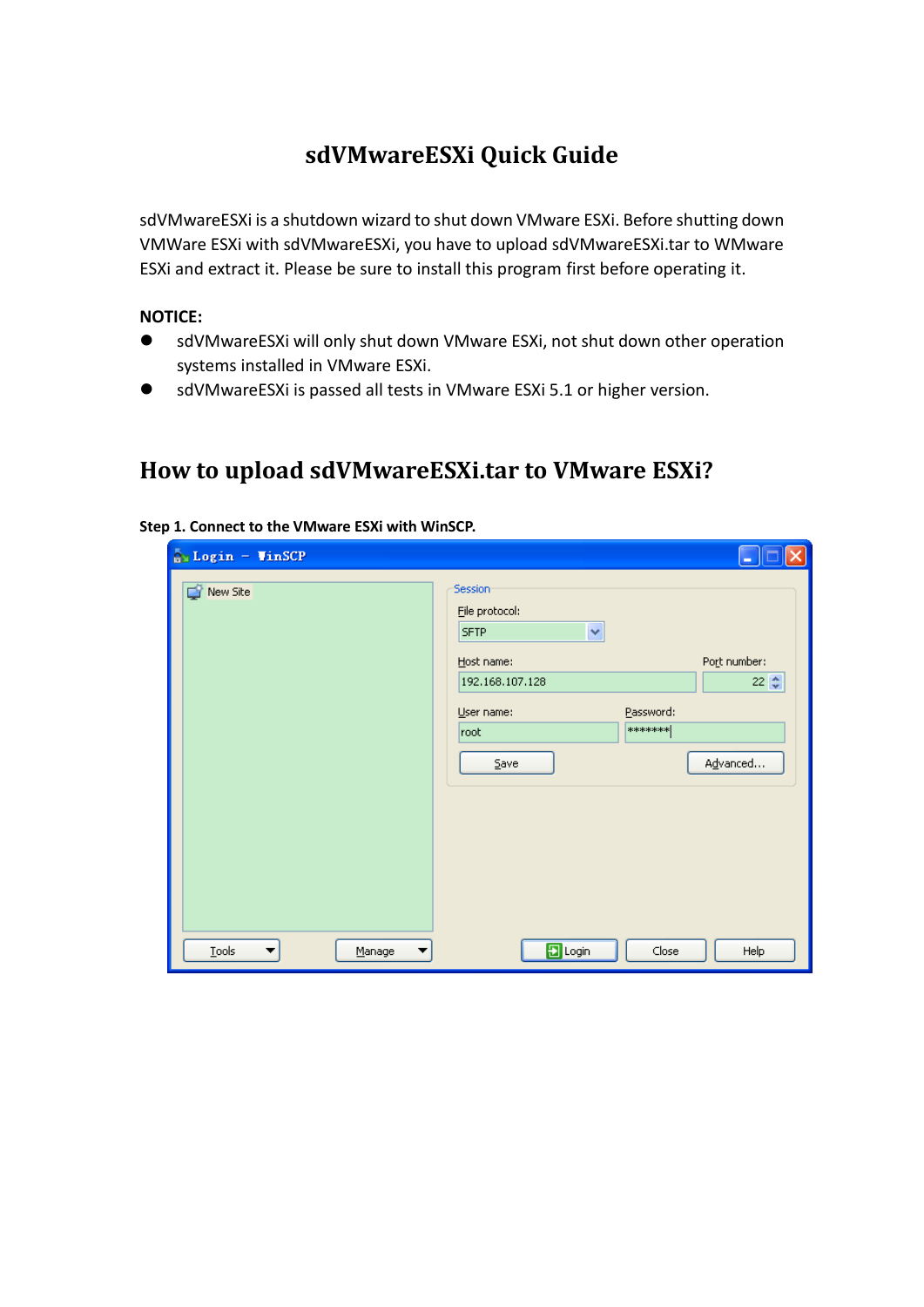# sdVMwareESXi Quick Guide

sdVMwareESXi is a shutdown wizard to shut down VMware ESXi. Before shutting down VMWare ESXi with sdVMwareESXi, you have to upload sdVMwareESXi.tar to WMware ESXi and extract it. Please be sure to install this program first before operating it.

**NOTICE:**

- sdVMwareESXi will only shut down VMware ESXi, not shut down other operation systems installed in VMware ESXi.
- sdVMwareESXi is passed all tests in VMware ESXi 5.1 or higher version.

## How to upload sdVMwareESXi.tar to VMware ESXi?

**Step 1. Connect to the VMware ESXi with WinSCP.**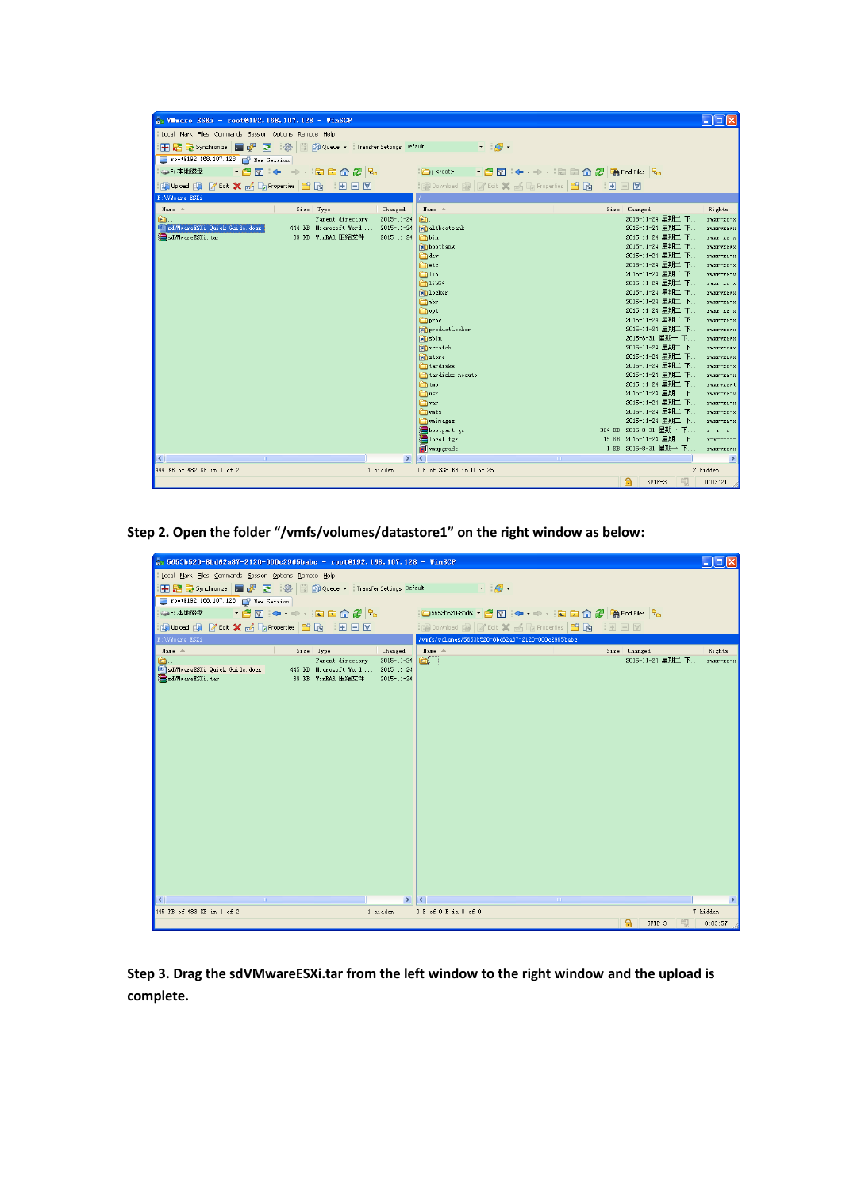Step 2. Open the folder “/vmfs/volumes/datastore1” on the right window as below:

Step 3. Drag the sdVMwareESXi.tar from the left window to the right window and the upload is complete.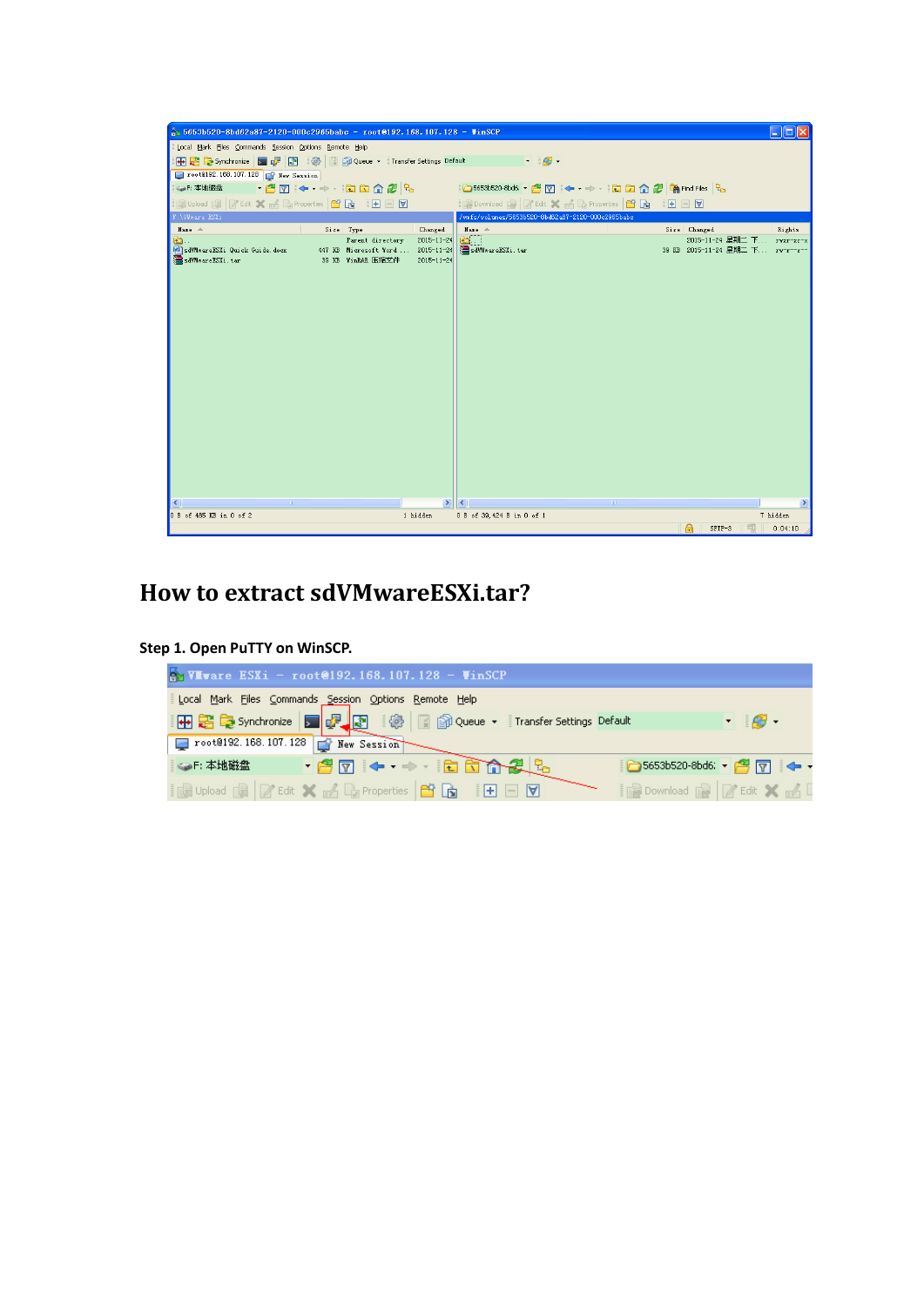## How to extract sdVMwareESXi.tar?

**Step 1. Open PuTTY on WinSCP.**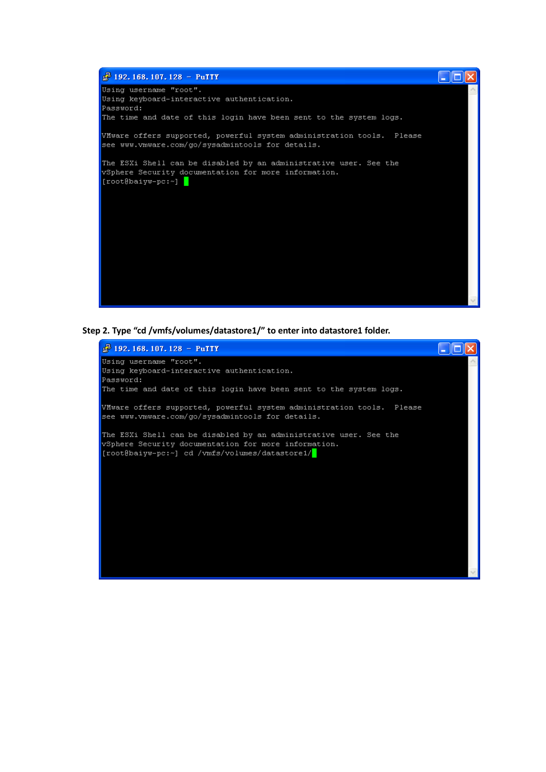```
192.168.107.128 - PuTTY
Using username "root".
Using keyboard-interactive authentication.
Password:
The time and date of this login have been sent to the system logs.

VMware offers supported, powerful system administration tools.  Please
see www.vmware.com/go/sysadmintools for details.

The ESXi Shell can be disabled by an administrative user. See the
vSphere Security documentation for more information.
[root@baiyw-pc:~]
```

**Step 2. Type "cd /vmfs/volumes/datastore1/" to enter into datastore1 folder.**

```
192.168.107.128 - PuTTY
Using username "root".
Using keyboard-interactive authentication.
Password:
The time and date of this login have been sent to the system logs.

VMware offers supported, powerful system administration tools.  Please
see www.vmware.com/go/sysadmintools for details.

The ESXi Shell can be disabled by an administrative user. See the
vSphere Security documentation for more information.
[root@baiyw-pc:~] cd /vmfs/volumes/datastore1/
```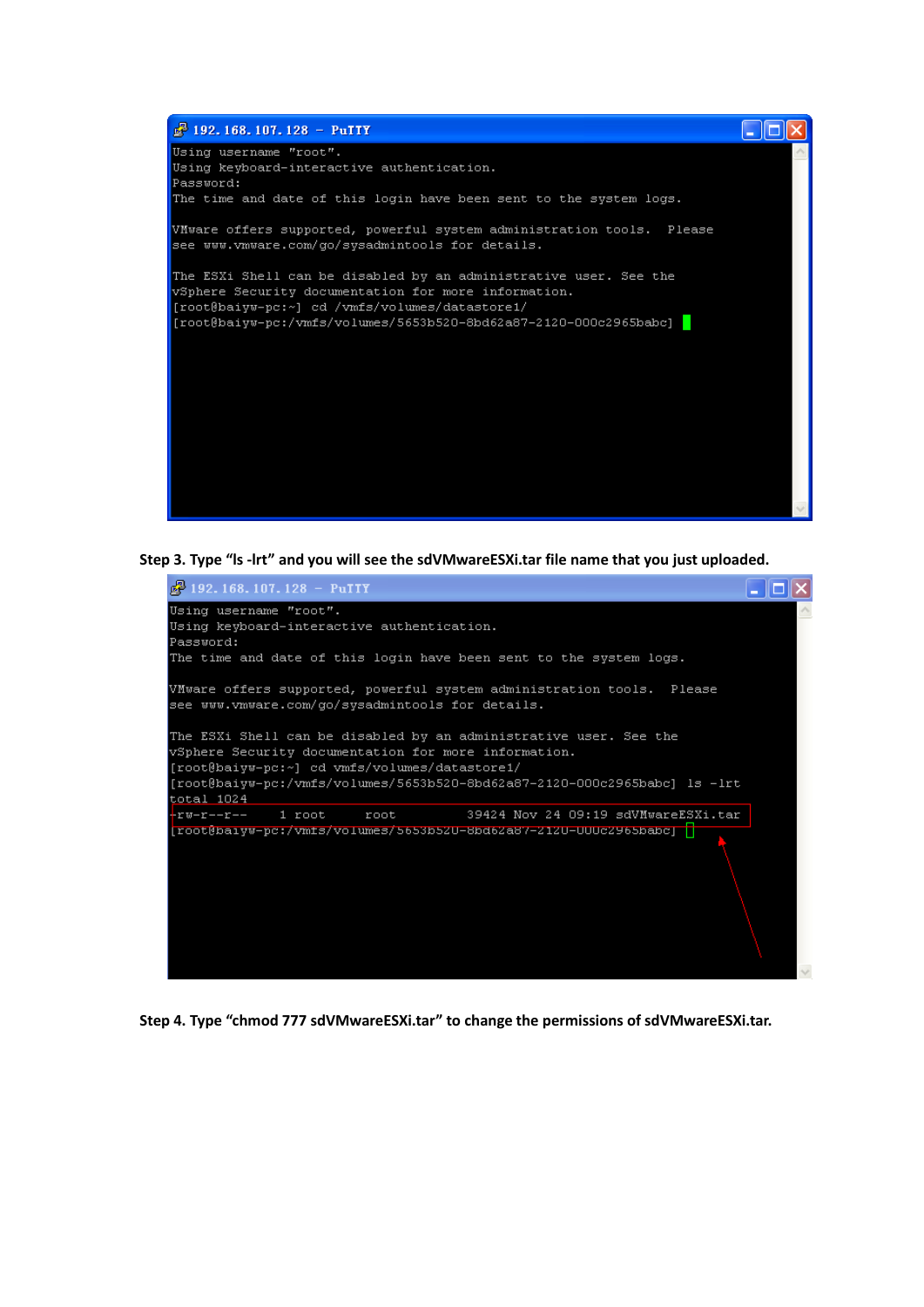```
192.168.107.128 - PuTTY
Using username "root".
Using keyboard-interactive authentication.
Password:
The time and date of this login have been sent to the system logs.

VMware offers supported, powerful system administration tools.  Please
see www.vmware.com/go/sysadmintools for details.

The ESXi Shell can be disabled by an administrative user. See the
vSphere Security documentation for more information.
[root@baiyw-pc:~] cd /vmfs/volumes/datastore1/
[root@baiyw-pc:/vmfs/volumes/5653b520-8bd62a87-2120-000c2965babc]
```

**Step 3. Type "ls -lrt" and you will see the sdVMwareESXi.tar file name that you just uploaded.**

```
192.168.107.128 - PuTTY
Using username "root".
Using keyboard-interactive authentication.
Password:
The time and date of this login have been sent to the system logs.

VMware offers supported, powerful system administration tools.  Please
see www.vmware.com/go/sysadmintools for details.

The ESXi Shell can be disabled by an administrative user. See the
vSphere Security documentation for more information.
[root@baiyw-pc:~] cd vmfs/volumes/datastore1/
[root@baiyw-pc:/vmfs/volumes/5653b520-8bd62a87-2120-000c2965babc] ls -lrt
total 1024
-rw-r--r--    1 root     root         39424 Nov 24 09:19 sdVMwareESXi.tar
[root@baiyw-pc:/vmfs/volumes/5653b520-8bd62a87-2120-000c2965babc]
```

**Step 4. Type "chmod 777 sdVMwareESXi.tar" to change the permissions of sdVMwareESXi.tar.**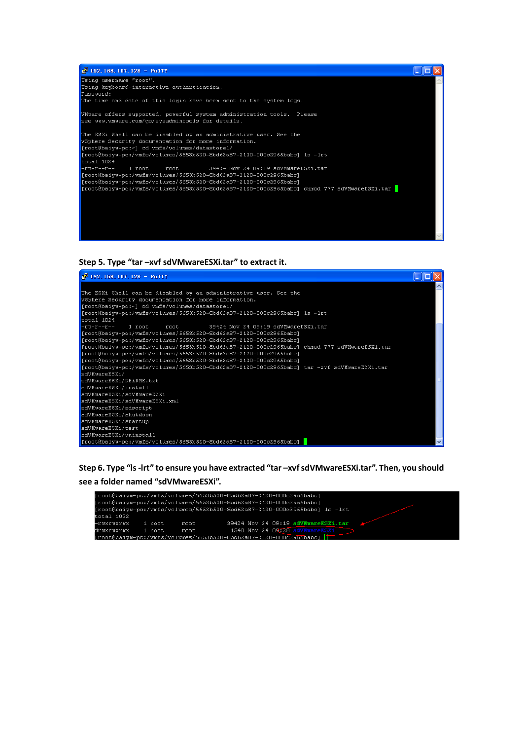```
Using username "root".
Using keyboard-interactive authentication.
Password:
The time and date of this login have been sent to the system logs.

VMware offers supported, powerful system administration tools.  Please
see www.vmware.com/go/sysadmintools for details.

The ESXi Shell can be disabled by an administrative user. See the
vSphere Security documentation for more information.
[root@baiyw-pc:~] cd vmfs/volumes/datastore1/
[root@baiyw-pc:/vmfs/volumes/5653b520-8bd62a87-2120-000c2965babc] ls -lrt
total 1024
-rw-r--r--    1 root     root         39424 Nov 24 09:19 sdVMwareESXi.tar
[root@baiyw-pc:/vmfs/volumes/5653b520-8bd62a87-2120-000c2965babc]
[root@baiyw-pc:/vmfs/volumes/5653b520-8bd62a87-2120-000c2965babc]
[root@baiyw-pc:/vmfs/volumes/5653b520-8bd62a87-2120-000c2965babc] chmod 777 sdVMwareESXi.tar
```

**Step 5. Type "tar –xvf sdVMwareESXi.tar" to extract it.**

```
The ESXi Shell can be disabled by an administrative user. See the
vSphere Security documentation for more information.
[root@baiyw-pc:~] cd vmfs/volumes/datastore1/
[root@baiyw-pc:/vmfs/volumes/5653b520-8bd62a87-2120-000c2965babc] ls -lrt
total 1024
-rw-r--r--    1 root     root         39424 Nov 24 09:19 sdVMwareESXi.tar
[root@baiyw-pc:/vmfs/volumes/5653b520-8bd62a87-2120-000c2965babc]
[root@baiyw-pc:/vmfs/volumes/5653b520-8bd62a87-2120-000c2965babc]
[root@baiyw-pc:/vmfs/volumes/5653b520-8bd62a87-2120-000c2965babc] chmod 777 sdVMwareESXi.tar
[root@baiyw-pc:/vmfs/volumes/5653b520-8bd62a87-2120-000c2965babc]
[root@baiyw-pc:/vmfs/volumes/5653b520-8bd62a87-2120-000c2965babc]
[root@baiyw-pc:/vmfs/volumes/5653b520-8bd62a87-2120-000c2965babc] tar -xvf sdVMwareESXi.tar
sdVMwareESXi/
sdVMwareESXi/README.txt
sdVMwareESXi/install
sdVMwareESXi/sdVMwareESXi
sdVMwareESXi/sdVMwareESXi.xml
sdVMwareESXi/sdscript
sdVMwareESXi/shutdown
sdVMwareESXi/startup
sdVMwareESXi/test
sdVMwareESXi/uninstall
[root@baiyw-pc:/vmfs/volumes/5653b520-8bd62a87-2120-000c2965babc]
```

**Step 6. Type "ls -lrt" to ensure you have extracted "tar –xvf sdVMwareESXi.tar". Then, you should see a folder named "sdVMwareESXi".**

```
[root@baiyw-pc:/vmfs/volumes/5653b520-8bd62a87-2120-000c2965babc]
[root@baiyw-pc:/vmfs/volumes/5653b520-8bd62a87-2120-000c2965babc]
[root@baiyw-pc:/vmfs/volumes/5653b520-8bd62a87-2120-000c2965babc] ls -lrt
total 1032
-rwxrwxrwx    1 root     root         39424 Nov 24 09:19 sdVMwareESXi.tar
drwxrwxrwx    1 root     root          1540 Nov 24 09:28 sdVMwareESXi
[root@baiyw-pc:/vmfs/volumes/5653b520-8bd62a87-2120-000c2965babc]
```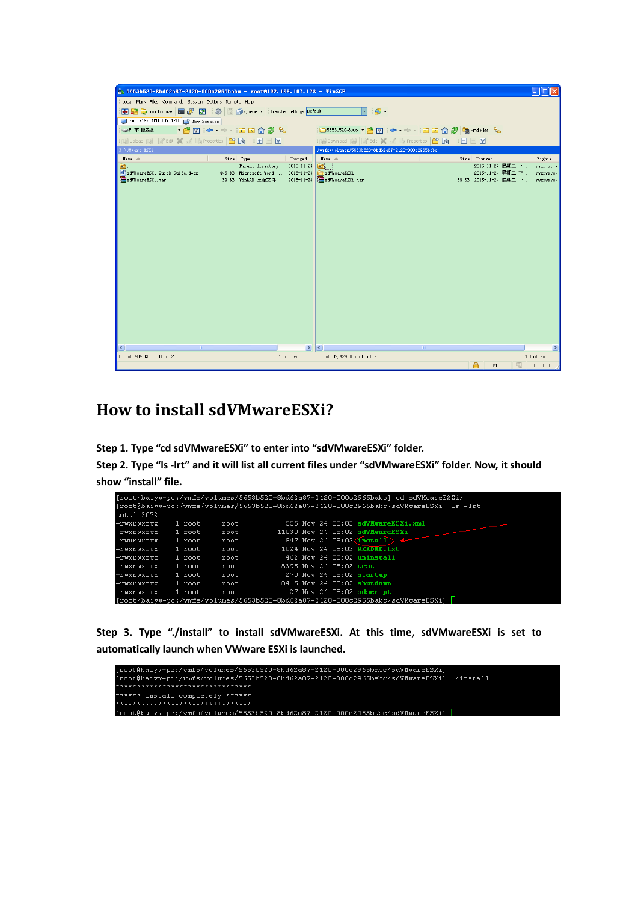# How to install sdVMwareESXi?

**Step 1. Type "cd sdVMwareESXi" to enter into "sdVMwareESXi" folder.**

**Step 2. Type "ls -lrt" and it will list all current files under "sdVMwareESXi" folder. Now, it should show "install" file.**

```
[root@baiyw-pc:/vmfs/volumes/5653b520-8bd62a87-2120-000c2965babc] cd sdVMwareESXi/
[root@baiyw-pc:/vmfs/volumes/5653b520-8bd62a87-2120-000c2965babc/sdVMwareESXi] ls -lrt
total 3072
-rwxrwxrwx    1 root     root           555 Nov 24 08:02 sdVMwareESXi.xml
-rwxrwxrwx    1 root     root         11030 Nov 24 08:02 sdVMwareESXi
-rwxrwxrwx    1 root     root           547 Nov 24 08:02 install
-rwxrwxrwx    1 root     root          1024 Nov 24 08:02 README.txt
-rwxrwxrwx    1 root     root           462 Nov 24 08:02 uninstall
-rwxrwxrwx    1 root     root          8395 Nov 24 08:02 test
-rwxrwxrwx    1 root     root           270 Nov 24 08:02 startup
-rwxrwxrwx    1 root     root          8415 Nov 24 08:02 shutdown
-rwxrwxrwx    1 root     root            27 Nov 24 08:02 sdscript
[root@baiyw-pc:/vmfs/volumes/5653b520-8bd62a87-2120-000c2965babc/sdVMwareESXi]
```

**Step 3. Type "./install" to install sdVMwareESXi. At this time, sdVMwareESXi is set to automatically launch when VWware ESXi is launched.**

```
[root@baiyw-pc:/vmfs/volumes/5653b520-8bd62a87-2120-000c2965babc/sdVMwareESXi]
[root@baiyw-pc:/vmfs/volumes/5653b520-8bd62a87-2120-000c2965babc/sdVMwareESXi] ./install
********************************
****** Install completely ******
********************************
[root@baiyw-pc:/vmfs/volumes/5653b520-8bd62a87-2120-000c2965babc/sdVMwareESXi]
```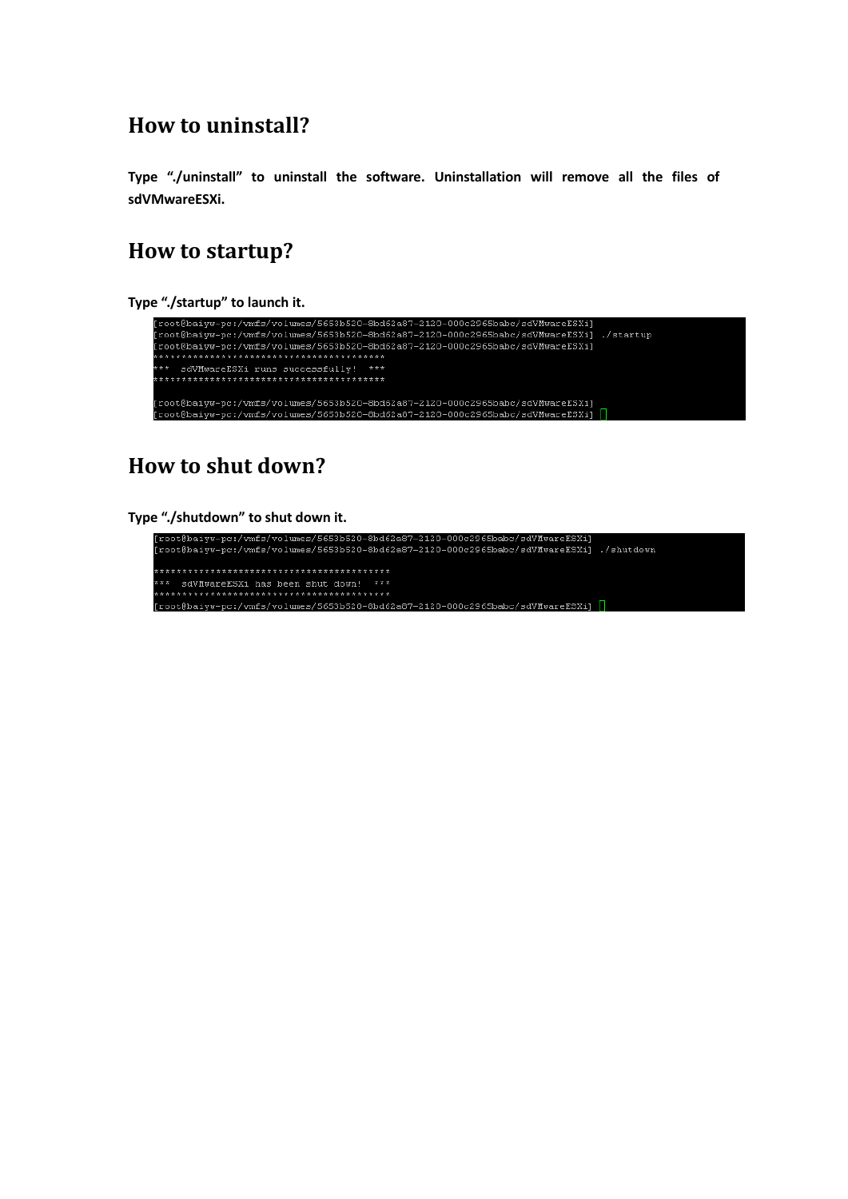## How to uninstall?

**Type "./uninstall" to uninstall the software. Uninstallation will remove all the files of sdVMwareESXi.**

## How to startup?

**Type "./startup" to launch it.**

```
[root@baiyw-pc:/vmfs/volumes/5653b520-8bd62a87-2120-000c2965babc/sdVMwareESXi]
[root@baiyw-pc:/vmfs/volumes/5653b520-8bd62a87-2120-000c2965babc/sdVMwareESXi] ./startup
[root@baiyw-pc:/vmfs/volumes/5653b520-8bd62a87-2120-000c2965babc/sdVMwareESXi]
*****************************************
***  sdVMwareESXi runs successfully!  ***
*****************************************

[root@baiyw-pc:/vmfs/volumes/5653b520-8bd62a87-2120-000c2965babc/sdVMwareESXi]
[root@baiyw-pc:/vmfs/volumes/5653b520-8bd62a87-2120-000c2965babc/sdVMwareESXi]
```

## How to shut down?

**Type "./shutdown" to shut down it.**

```
[root@baiyw-pc:/vmfs/volumes/5653b520-8bd62a87-2120-000c2965babc/sdVMwareESXi]
[root@baiyw-pc:/vmfs/volumes/5653b520-8bd62a87-2120-000c2965babc/sdVMwareESXi] ./shutdown

******************************************
***  sdVMwareESXi has been shut down!  ***
******************************************
[root@baiyw-pc:/vmfs/volumes/5653b520-8bd62a87-2120-000c2965babc/sdVMwareESXi]
```